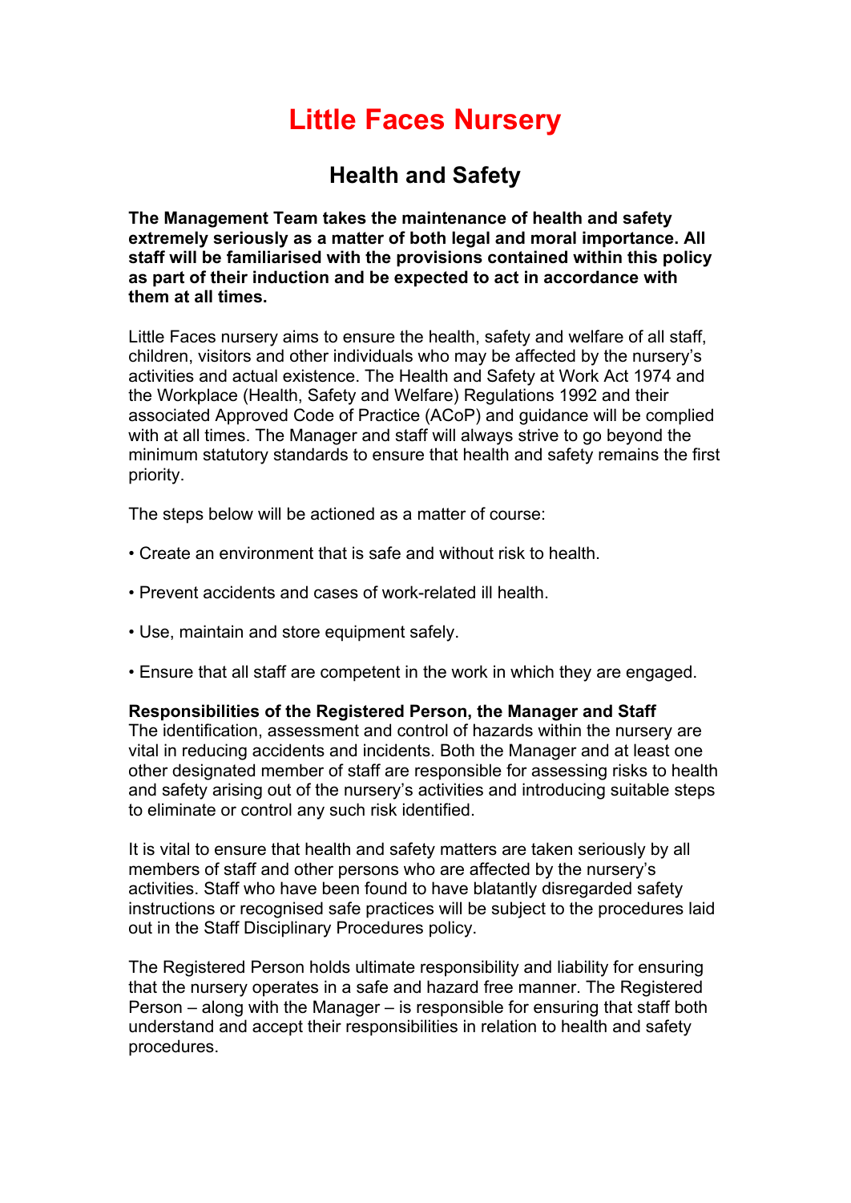# Little Faces Nursery

## Health and Safety

**The Management Team takes the maintenance of health and safety extremely seriously as a matter of both legal and moral importance. All staff will be familiarised with the provisions contained within this policy as part of their induction and be expected to act in accordance with them at all times.**

Little Faces nursery aims to ensure the health, safety and welfare of all staff, children, visitors and other individuals who may be affected by the nursery's activities and actual existence. The Health and Safety at Work Act 1974 and the Workplace (Health, Safety and Welfare) Regulations 1992 and their associated Approved Code of Practice (ACoP) and guidance will be complied with at all times. The Manager and staff will always strive to go beyond the minimum statutory standards to ensure that health and safety remains the first priority.

The steps below will be actioned as a matter of course:

- Create an environment that is safe and without risk to health.
- Prevent accidents and cases of work-related ill health.
- Use, maintain and store equipment safely.
- Ensure that all staff are competent in the work in which they are engaged.

**Responsibilities of the Registered Person, the Manager and Staff**

The identification, assessment and control of hazards within the nursery are vital in reducing accidents and incidents. Both the Manager and at least one other designated member of staff are responsible for assessing risks to health and safety arising out of the nursery's activities and introducing suitable steps to eliminate or control any such risk identified.

It is vital to ensure that health and safety matters are taken seriously by all members of staff and other persons who are affected by the nursery's activities. Staff who have been found to have blatantly disregarded safety instructions or recognised safe practices will be subject to the procedures laid out in the Staff Disciplinary Procedures policy.

The Registered Person holds ultimate responsibility and liability for ensuring that the nursery operates in a safe and hazard free manner. The Registered Person – along with the Manager – is responsible for ensuring that staff both understand and accept their responsibilities in relation to health and safety procedures.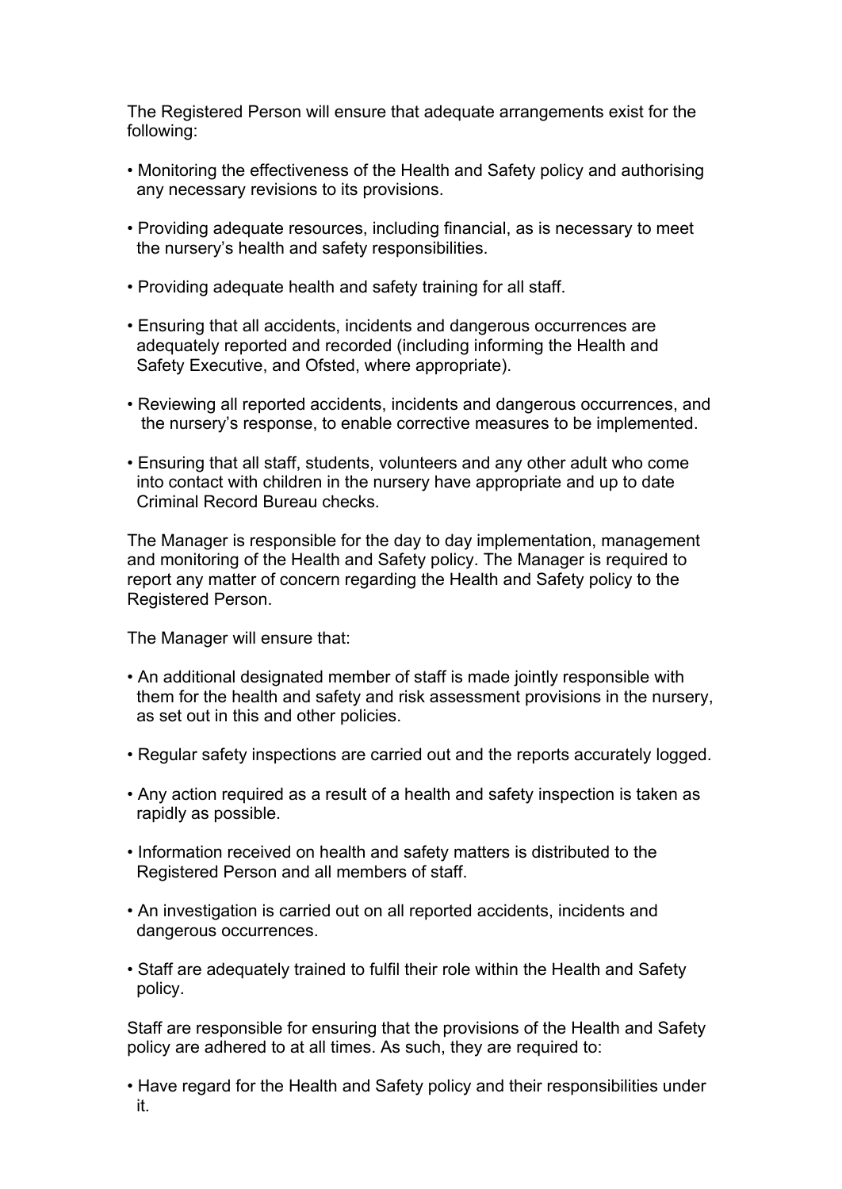The Registered Person will ensure that adequate arrangements exist for the following:

- Monitoring the effectiveness of the Health and Safety policy and authorising any necessary revisions to its provisions.
- Providing adequate resources, including financial, as is necessary to meet the nursery's health and safety responsibilities.
- Providing adequate health and safety training for all staff.
- Ensuring that all accidents, incidents and dangerous occurrences are adequately reported and recorded (including informing the Health and Safety Executive, and Ofsted, where appropriate).
- Reviewing all reported accidents, incidents and dangerous occurrences, and the nursery's response, to enable corrective measures to be implemented.
- Ensuring that all staff, students, volunteers and any other adult who come into contact with children in the nursery have appropriate and up to date Criminal Record Bureau checks.

The Manager is responsible for the day to day implementation, management and monitoring of the Health and Safety policy. The Manager is required to report any matter of concern regarding the Health and Safety policy to the Registered Person.

The Manager will ensure that:

- An additional designated member of staff is made jointly responsible with them for the health and safety and risk assessment provisions in the nursery, as set out in this and other policies.
- Regular safety inspections are carried out and the reports accurately logged.
- Any action required as a result of a health and safety inspection is taken as rapidly as possible.
- Information received on health and safety matters is distributed to the Registered Person and all members of staff.
- An investigation is carried out on all reported accidents, incidents and dangerous occurrences.
- Staff are adequately trained to fulfil their role within the Health and Safety policy.

Staff are responsible for ensuring that the provisions of the Health and Safety policy are adhered to at all times. As such, they are required to:

- Have regard for the Health and Safety policy and their responsibilities under it.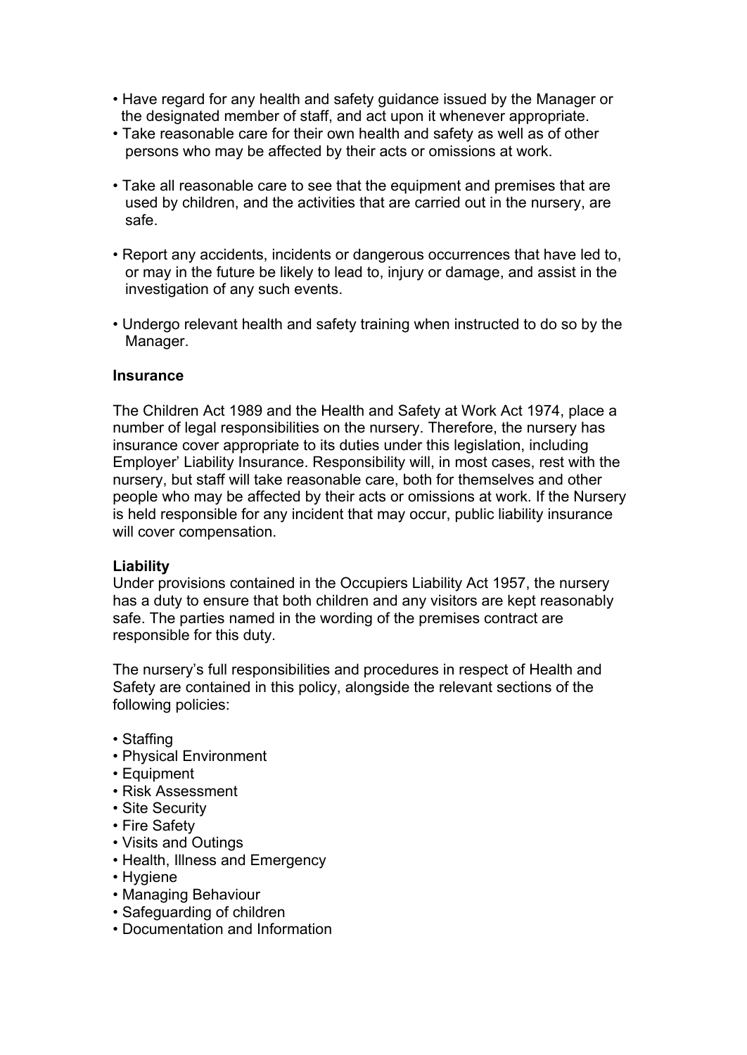- Have regard for any health and safety guidance issued by the Manager or the designated member of staff, and act upon it whenever appropriate.
- Take reasonable care for their own health and safety as well as of other persons who may be affected by their acts or omissions at work.
- Take all reasonable care to see that the equipment and premises that are used by children, and the activities that are carried out in the nursery, are safe.
- Report any accidents, incidents or dangerous occurrences that have led to, or may in the future be likely to lead to, injury or damage, and assist in the investigation of any such events.
- Undergo relevant health and safety training when instructed to do so by the Manager.

**Insurance**

The Children Act 1989 and the Health and Safety at Work Act 1974, place a number of legal responsibilities on the nursery. Therefore, the nursery has insurance cover appropriate to its duties under this legislation, including Employer' Liability Insurance. Responsibility will, in most cases, rest with the nursery, but staff will take reasonable care, both for themselves and other people who may be affected by their acts or omissions at work. If the Nursery is held responsible for any incident that may occur, public liability insurance will cover compensation.

**Liability**

Under provisions contained in the Occupiers Liability Act 1957, the nursery has a duty to ensure that both children and any visitors are kept reasonably safe. The parties named in the wording of the premises contract are responsible for this duty.

The nursery's full responsibilities and procedures in respect of Health and Safety are contained in this policy, alongside the relevant sections of the following policies:

- Staffing
- Physical Environment
- Equipment
- Risk Assessment
- Site Security
- Fire Safety
- Visits and Outings
- Health, Illness and Emergency
- Hygiene
- Managing Behaviour
- Safeguarding of children
- Documentation and Information